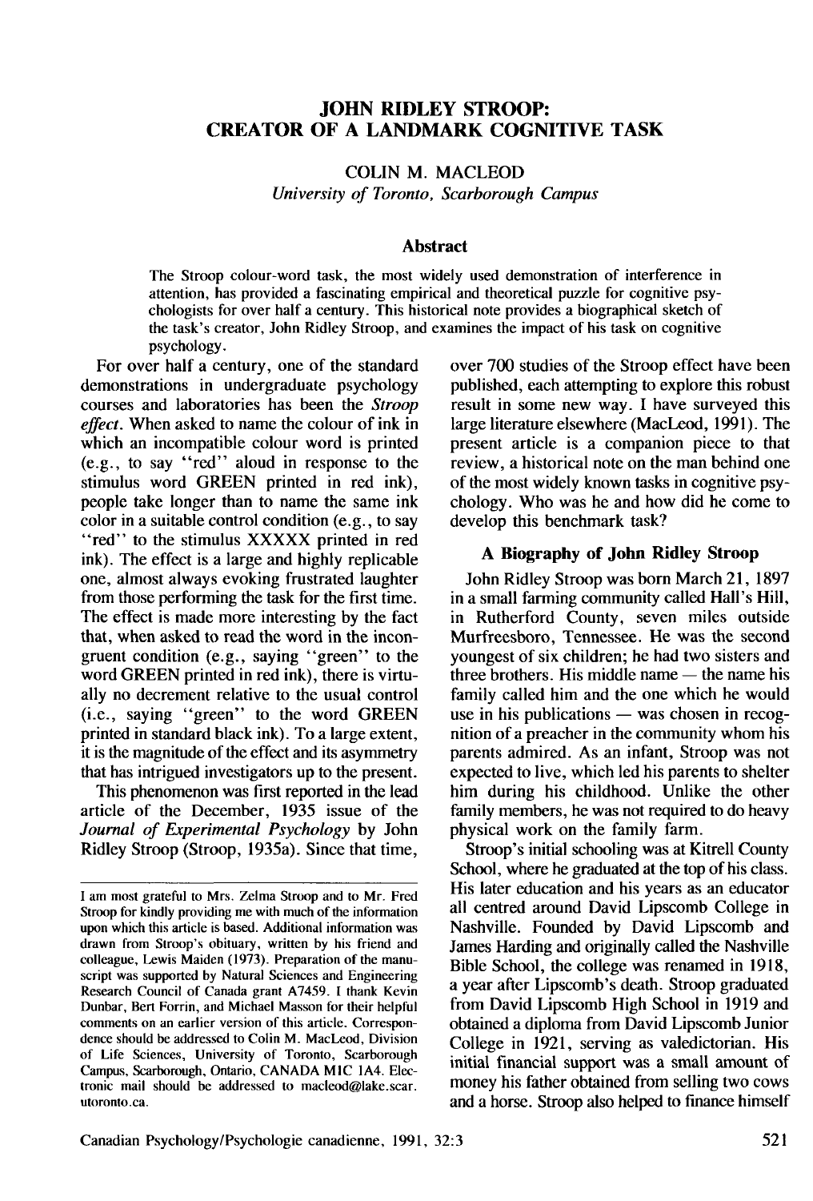# JOHN RIDLEY STROOP: CREATOR OF A LANDMARK COGNITIVE TASK

COLIN M. MACLEOD
*University of Toronto, Scarborough Campus*

## Abstract

The Stroop colour-word task, the most widely used demonstration of interference in attention, has provided a fascinating empirical and theoretical puzzle for cognitive psychologists for over half a century. This historical note provides a biographical sketch of the task's creator, John Ridley Stroop, and examines the impact of his task on cognitive psychology.

For over half a century, one of the standard demonstrations in undergraduate psychology courses and laboratories has been the *Stroop effect*. When asked to name the colour of ink in which an incompatible colour word is printed (e.g., to say "red" aloud in response to the stimulus word GREEN printed in red ink), people take longer than to name the same ink color in a suitable control condition (e.g., to say "red" to the stimulus XXXXX printed in red ink). The effect is a large and highly replicable one, almost always evoking frustrated laughter from those performing the task for the first time. The effect is made more interesting by the fact that, when asked to read the word in the incongruent condition (e.g., saying "green" to the word GREEN printed in red ink), there is virtually no decrement relative to the usual control (i.e., saying "green" to the word GREEN printed in standard black ink). To a large extent, it is the magnitude of the effect and its asymmetry that has intrigued investigators up to the present.

This phenomenon was first reported in the lead article of the December, 1935 issue of the *Journal of Experimental Psychology* by John Ridley Stroop (Stroop, 1935a). Since that time, over 700 studies of the Stroop effect have been published, each attempting to explore this robust result in some new way. I have surveyed this large literature elsewhere (MacLeod, 1991). The present article is a companion piece to that review, a historical note on the man behind one of the most widely known tasks in cognitive psychology. Who was he and how did he come to develop this benchmark task?

## A Biography of John Ridley Stroop

John Ridley Stroop was born March 21, 1897 in a small farming community called Hall's Hill, in Rutherford County, seven miles outside Murfreesboro, Tennessee. He was the second youngest of six children; he had two sisters and three brothers. His middle name — the name his family called him and the one which he would use in his publications — was chosen in recognition of a preacher in the community whom his parents admired. As an infant, Stroop was not expected to live, which led his parents to shelter him during his childhood. Unlike the other family members, he was not required to do heavy physical work on the family farm.

Stroop's initial schooling was at Kitrell County School, where he graduated at the top of his class. His later education and his years as an educator all centred around David Lipscomb College in Nashville. Founded by David Lipscomb and James Harding and originally called the Nashville Bible School, the college was renamed in 1918, a year after Lipscomb's death. Stroop graduated from David Lipscomb High School in 1919 and obtained a diploma from David Lipscomb Junior College in 1921, serving as valedictorian. His initial financial support was a small amount of money his father obtained from selling two cows and a horse. Stroop also helped to finance himself

---

I am most grateful to Mrs. Zelma Stroop and to Mr. Fred Stroop for kindly providing me with much of the information upon which this article is based. Additional information was drawn from Stroop's obituary, written by his friend and colleague, Lewis Maiden (1973). Preparation of the manuscript was supported by Natural Sciences and Engineering Research Council of Canada grant A7459. I thank Kevin Dunbar, Bert Forrin, and Michael Masson for their helpful comments on an earlier version of this article. Correspondence should be addressed to Colin M. MacLeod, Division of Life Sciences, University of Toronto, Scarborough Campus, Scarborough, Ontario, CANADA M1C 1A4. Electronic mail should be addressed to macleod@lake.scar.utoronto.ca.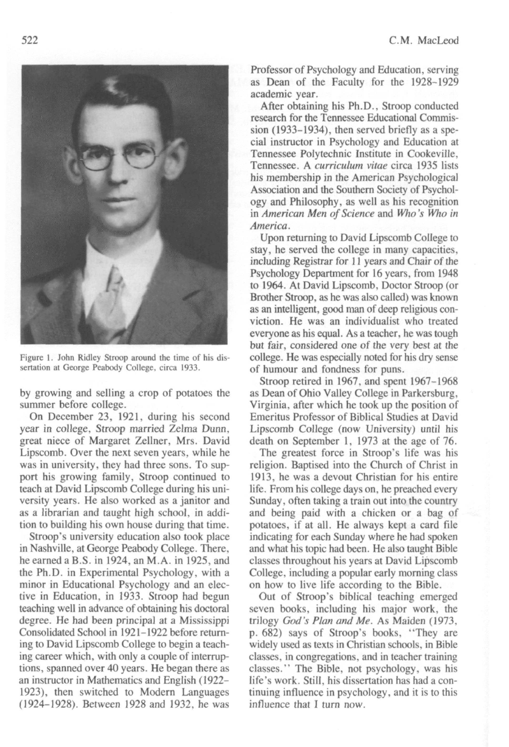Figure 1. John Ridley Stroop around the time of his dissertation at George Peabody College, circa 1933.

by growing and selling a crop of potatoes the summer before college.

On December 23, 1921, during his second year in college, Stroop married Zelma Dunn, great niece of Margaret Zellner, Mrs. David Lipscomb. Over the next seven years, while he was in university, they had three sons. To support his growing family, Stroop continued to teach at David Lipscomb College during his university years. He also worked as a janitor and as a librarian and taught high school, in addition to building his own house during that time.

Stroop's university education also took place in Nashville, at George Peabody College. There, he earned a B.S. in 1924, an M.A. in 1925, and the Ph.D. in Experimental Psychology, with a minor in Educational Psychology and an elective in Education, in 1933. Stroop had begun teaching well in advance of obtaining his doctoral degree. He had been principal at a Mississippi Consolidated School in 1921–1922 before returning to David Lipscomb College to begin a teaching career which, with only a couple of interruptions, spanned over 40 years. He began there as an instructor in Mathematics and English (1922–1923), then switched to Modern Languages (1924–1928). Between 1928 and 1932, he was Professor of Psychology and Education, serving as Dean of the Faculty for the 1928–1929 academic year.

After obtaining his Ph.D., Stroop conducted research for the Tennessee Educational Commission (1933–1934), then served briefly as a special instructor in Psychology and Education at Tennessee Polytechnic Institute in Cookeville, Tennessee. A *curriculum vitae* circa 1935 lists his membership in the American Psychological Association and the Southern Society of Psychology and Philosophy, as well as his recognition in *American Men of Science* and *Who's Who in America*.

Upon returning to David Lipscomb College to stay, he served the college in many capacities, including Registrar for 11 years and Chair of the Psychology Department for 16 years, from 1948 to 1964. At David Lipscomb, Doctor Stroop (or Brother Stroop, as he was also called) was known as an intelligent, good man of deep religious conviction. He was an individualist who treated everyone as his equal. As a teacher, he was tough but fair, considered one of the very best at the college. He was especially noted for his dry sense of humour and fondness for puns.

Stroop retired in 1967, and spent 1967–1968 as Dean of Ohio Valley College in Parkersburg, Virginia, after which he took up the position of Emeritus Professor of Biblical Studies at David Lipscomb College (now University) until his death on September 1, 1973 at the age of 76.

The greatest force in Stroop's life was his religion. Baptised into the Church of Christ in 1913, he was a devout Christian for his entire life. From his college days on, he preached every Sunday, often taking a train out into the country and being paid with a chicken or a bag of potatoes, if at all. He always kept a card file indicating for each Sunday where he had spoken and what his topic had been. He also taught Bible classes throughout his years at David Lipscomb College, including a popular early morning class on how to live life according to the Bible.

Out of Stroop's biblical teaching emerged seven books, including his major work, the trilogy *God's Plan and Me*. As Maiden (1973, p. 682) says of Stroop's books, "They are widely used as texts in Christian schools, in Bible classes, in congregations, and in teacher training classes." The Bible, not psychology, was his life's work. Still, his dissertation has had a continuing influence in psychology, and it is to this influence that I turn now.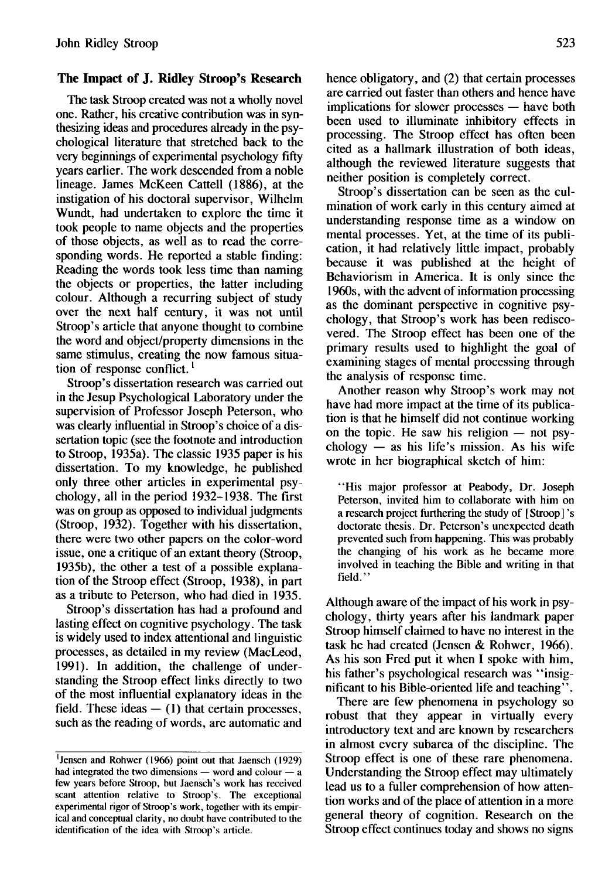## The Impact of J. Ridley Stroop's Research

The task Stroop created was not a wholly novel one. Rather, his creative contribution was in synthesizing ideas and procedures already in the psychological literature that stretched back to the very beginnings of experimental psychology fifty years earlier. The work descended from a noble lineage. James McKeen Cattell (1886), at the instigation of his doctoral supervisor, Wilhelm Wundt, had undertaken to explore the time it took people to name objects and the properties of those objects, as well as to read the corresponding words. He reported a stable finding: Reading the words took less time than naming the objects or properties, the latter including colour. Although a recurring subject of study over the next half century, it was not until Stroop's article that anyone thought to combine the word and object/property dimensions in the same stimulus, creating the now famous situation of response conflict.[1]

Stroop's dissertation research was carried out in the Jesup Psychological Laboratory under the supervision of Professor Joseph Peterson, who was clearly influential in Stroop's choice of a dissertation topic (see the footnote and introduction to Stroop, 1935a). The classic 1935 paper is his dissertation. To my knowledge, he published only three other articles in experimental psychology, all in the period 1932–1938. The first was on group as opposed to individual judgments (Stroop, 1932). Together with his dissertation, there were two other papers on the color-word issue, one a critique of an extant theory (Stroop, 1935b), the other a test of a possible explanation of the Stroop effect (Stroop, 1938), in part as a tribute to Peterson, who had died in 1935.

Stroop's dissertation has had a profound and lasting effect on cognitive psychology. The task is widely used to index attentional and linguistic processes, as detailed in my review (MacLeod, 1991). In addition, the challenge of understanding the Stroop effect links directly to two of the most influential explanatory ideas in the field. These ideas — (1) that certain processes, such as the reading of words, are automatic and hence obligatory, and (2) that certain processes are carried out faster than others and hence have implications for slower processes — have both been used to illuminate inhibitory effects in processing. The Stroop effect has often been cited as a hallmark illustration of both ideas, although the reviewed literature suggests that neither position is completely correct.

Stroop's dissertation can be seen as the culmination of work early in this century aimed at understanding response time as a window on mental processes. Yet, at the time of its publication, it had relatively little impact, probably because it was published at the height of Behaviorism in America. It is only since the 1960s, with the advent of information processing as the dominant perspective in cognitive psychology, that Stroop's work has been rediscovered. The Stroop effect has been one of the primary results used to highlight the goal of examining stages of mental processing through the analysis of response time.

Another reason why Stroop's work may not have had more impact at the time of its publication is that he himself did not continue working on the topic. He saw his religion — not psychology — as his life's mission. As his wife wrote in her biographical sketch of him:

> "His major professor at Peabody, Dr. Joseph Peterson, invited him to collaborate with him on a research project furthering the study of [Stroop]'s doctorate thesis. Dr. Peterson's unexpected death prevented such from happening. This was probably the changing of his work as he became more involved in teaching the Bible and writing in that field."

Although aware of the impact of his work in psychology, thirty years after his landmark paper Stroop himself claimed to have no interest in the task he had created (Jensen & Rohwer, 1966). As his son Fred put it when I spoke with him, his father's psychological research was "insignificant to his Bible-oriented life and teaching".

There are few phenomena in psychology so robust that they appear in virtually every introductory text and are known by researchers in almost every subarea of the discipline. The Stroop effect is one of these rare phenomena. Understanding the Stroop effect may ultimately lead us to a fuller comprehension of how attention works and of the place of attention in a more general theory of cognition. Research on the Stroop effect continues today and shows no signs

---

[1] Jensen and Rohwer (1966) point out that Jaensch (1929) had integrated the two dimensions — word and colour — a few years before Stroop, but Jaensch's work has received scant attention relative to Stroop's. The exceptional experimental rigor of Stroop's work, together with its empirical and conceptual clarity, no doubt have contributed to the identification of the idea with Stroop's article.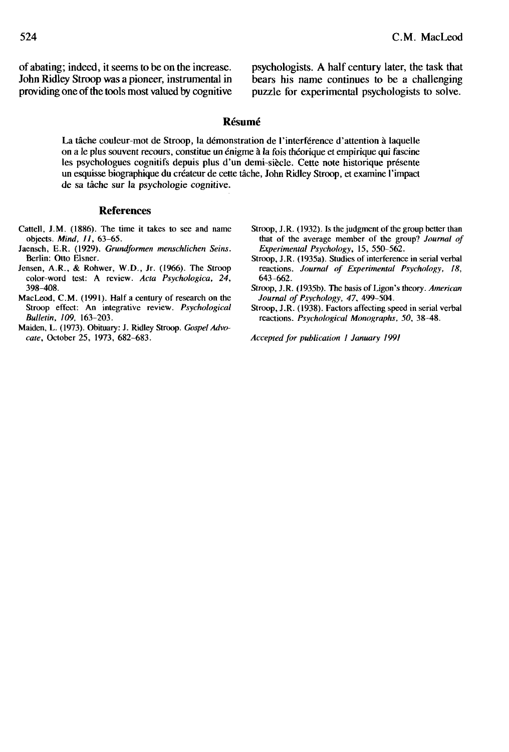of abating; indeed, it seems to be on the increase. John Ridley Stroop was a pioneer, instrumental in providing one of the tools most valued by cognitive psychologists. A half century later, the task that bears his name continues to be a challenging puzzle for experimental psychologists to solve.

## Résumé

La tâche couleur-mot de Stroop, la démonstration de l'interférence d'attention à laquelle on a le plus souvent recours, constitue un énigme à la fois théorique et empirique qui fascine les psychologues cognitifs depuis plus d'un demi-siècle. Cette note historique présente un esquisse biographique du créateur de cette tâche, John Ridley Stroop, et examine l'impact de sa tâche sur la psychologie cognitive.

## References

Cattell, J.M. (1886). The time it takes to see and name objects. *Mind, 11*, 63–65.

Jaensch, E.R. (1929). *Grundformen menschlichen Seins*. Berlin: Otto Elsner.

Jensen, A.R., & Rohwer, W.D., Jr. (1966). The Stroop color-word test: A review. *Acta Psychologica, 24*, 398–408.

MacLeod, C.M. (1991). Half a century of research on the Stroop effect: An integrative review. *Psychological Bulletin, 109*, 163–203.

Maiden, L. (1973). Obituary: J. Ridley Stroop. *Gospel Advocate*, October 25, 1973, 682–683.

Stroop, J.R. (1932). Is the judgment of the group better than that of the average member of the group? *Journal of Experimental Psychology*, 15, 550–562.

Stroop, J.R. (1935a). Studies of interference in serial verbal reactions. *Journal of Experimental Psychology, 18*, 643–662.

Stroop, J.R. (1935b). The basis of Ligon's theory. *American Journal of Psychology, 47*, 499–504.

Stroop, J.R. (1938). Factors affecting speed in serial verbal reactions. *Psychological Monographs, 50*, 38–48.

*Accepted for publication 1 January 1991*